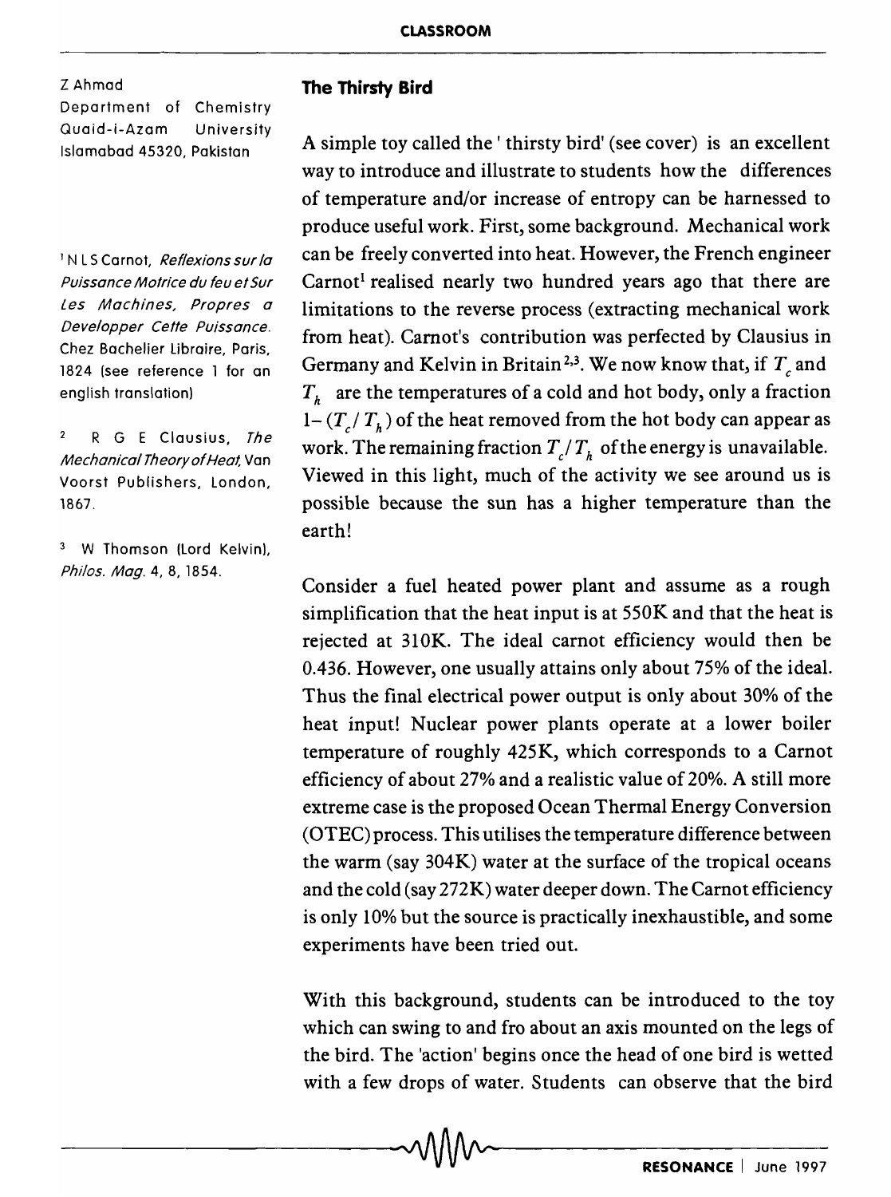Z Ahmad
Department of Chemistry
Quaid-i-Azam University
Islamabad 45320, Pakistan

## The Thirsty Bird

A simple toy called the ' thirsty bird' (see cover) is an excellent way to introduce and illustrate to students how the differences of temperature and/or increase of entropy can be harnessed to produce useful work. First, some background. Mechanical work can be freely converted into heat. However, the French engineer Carnot[1] realised nearly two hundred years ago that there are limitations to the reverse process (extracting mechanical work from heat). Carnot's contribution was perfected by Clausius in Germany and Kelvin in Britain[2,3]. We now know that, if $T_c$ and $T_h$ are the temperatures of a cold and hot body, only a fraction $1-(T_c/T_h)$ of the heat removed from the hot body can appear as work. The remaining fraction $T_c/T_h$ of the energy is unavailable. Viewed in this light, much of the activity we see around us is possible because the sun has a higher temperature than the earth!

Consider a fuel heated power plant and assume as a rough simplification that the heat input is at 550K and that the heat is rejected at 310K. The ideal carnot efficiency would then be 0.436. However, one usually attains only about 75% of the ideal. Thus the final electrical power output is only about 30% of the heat input! Nuclear power plants operate at a lower boiler temperature of roughly 425K, which corresponds to a Carnot efficiency of about 27% and a realistic value of 20%. A still more extreme case is the proposed Ocean Thermal Energy Conversion (OTEC) process. This utilises the temperature difference between the warm (say 304K) water at the surface of the tropical oceans and the cold (say 272K) water deeper down. The Carnot efficiency is only 10% but the source is practically inexhaustible, and some experiments have been tried out.

With this background, students can be introduced to the toy which can swing to and fro about an axis mounted on the legs of the bird. The 'action' begins once the head of one bird is wetted with a few drops of water. Students can observe that the bird

[1] N L S Carnot, *Reflexions sur la Puissance Motrice du feu et Sur Les Machines, Propres a Developper Cette Puissance.* Chez Bachelier Libraire, Paris, 1824 (see reference 1 for an english translation)

[2] R G E Clausius, *The Mechanical Theory of Heat,* Van Voorst Publishers, London, 1867.

[3] W Thomson (Lord Kelvin), *Philos. Mag.* 4, 8, 1854.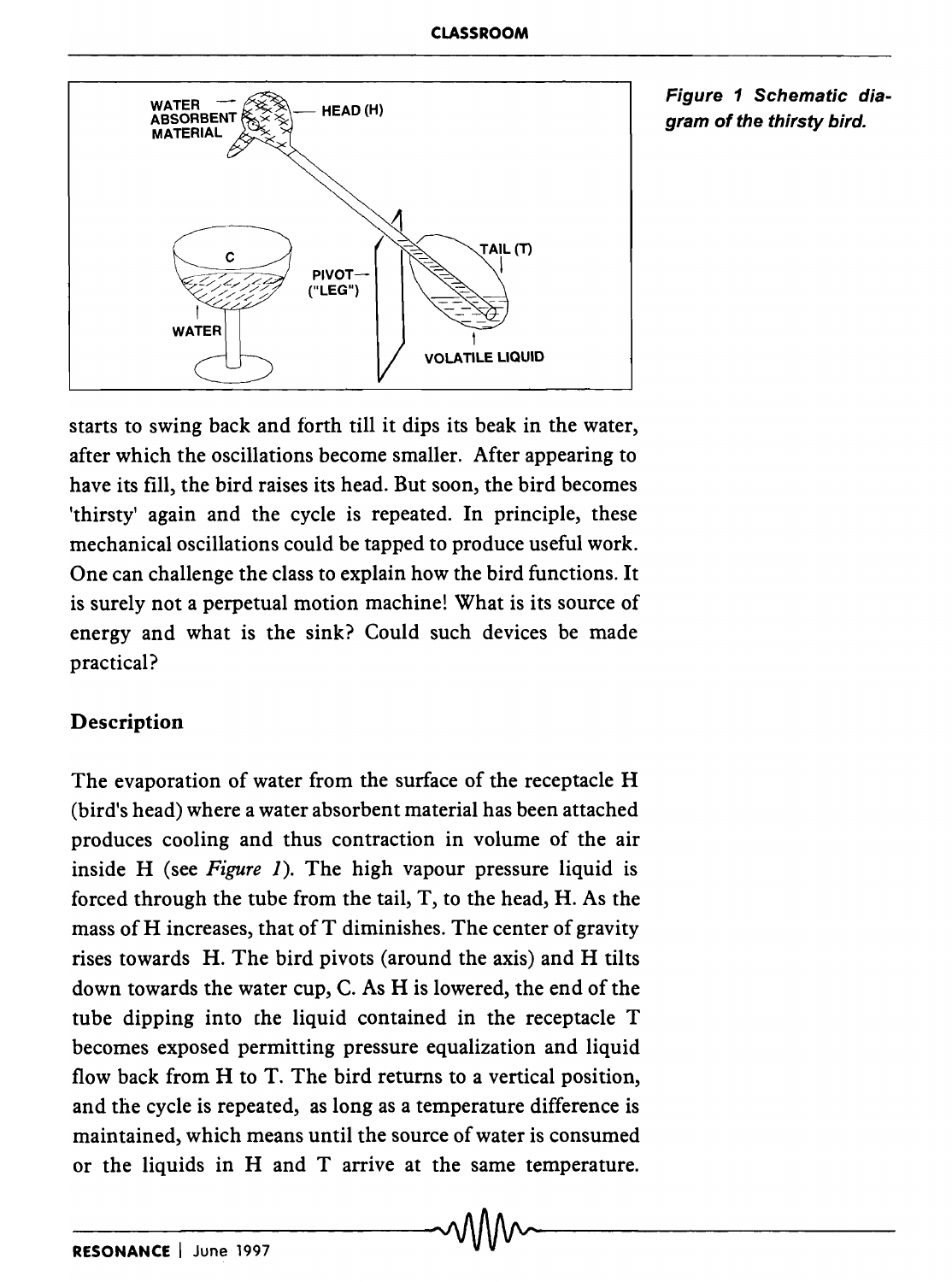*Figure 1 Schematic diagram of the thirsty bird.*

starts to swing back and forth till it dips its beak in the water, after which the oscillations become smaller. After appearing to have its fill, the bird raises its head. But soon, the bird becomes 'thirsty' again and the cycle is repeated. In principle, these mechanical oscillations could be tapped to produce useful work. One can challenge the class to explain how the bird functions. It is surely not a perpetual motion machine! What is its source of energy and what is the sink? Could such devices be made practical?

## Description

The evaporation of water from the surface of the receptacle H (bird's head) where a water absorbent material has been attached produces cooling and thus contraction in volume of the air inside H (see *Figure 1*). The high vapour pressure liquid is forced through the tube from the tail, T, to the head, H. As the mass of H increases, that of T diminishes. The center of gravity rises towards H. The bird pivots (around the axis) and H tilts down towards the water cup, C. As H is lowered, the end of the tube dipping into the liquid contained in the receptacle T becomes exposed permitting pressure equalization and liquid flow back from H to T. The bird returns to a vertical position, and the cycle is repeated, as long as a temperature difference is maintained, which means until the source of water is consumed or the liquids in H and T arrive at the same temperature.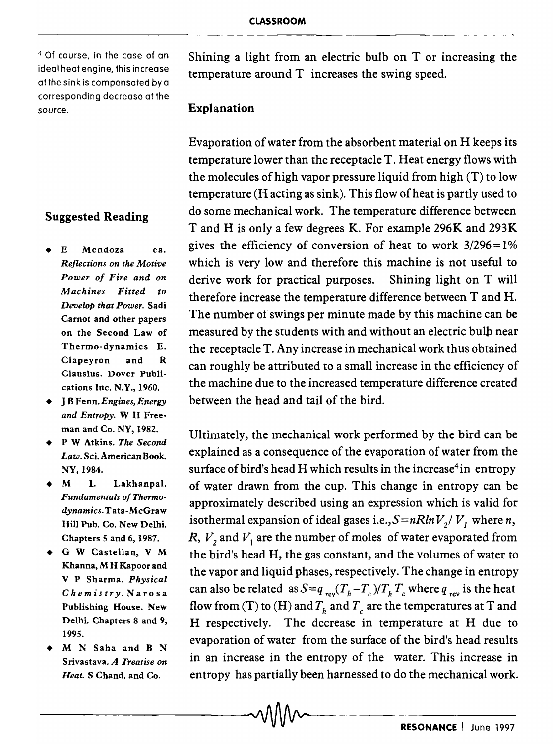Shining a light from an electric bulb on T or increasing the temperature around T increases the swing speed.

## Explanation

Evaporation of water from the absorbent material on H keeps its temperature lower than the receptacle T. Heat energy flows with the molecules of high vapor pressure liquid from high (T) to low temperature (H acting as sink). This flow of heat is partly used to do some mechanical work. The temperature difference between T and H is only a few degrees K. For example 296K and 293K gives the efficiency of conversion of heat to work 3/296=1% which is very low and therefore this machine is not useful to derive work for practical purposes. Shining light on T will therefore increase the temperature difference between T and H. The number of swings per minute made by this machine can be measured by the students with and without an electric bulb near the receptacle T. Any increase in mechanical work thus obtained can roughly be attributed to a small increase in the efficiency of the machine due to the increased temperature difference created between the head and tail of the bird.

Ultimately, the mechanical work performed by the bird can be explained as a consequence of the evaporation of water from the surface of bird's head H which results in the increase[4] in entropy of water drawn from the cup. This change in entropy can be approximately described using an expression which is valid for isothermal expansion of ideal gases i.e., $S=nR\ln V_2/V_1$ where $n$, $R$, $V_2$ and $V_1$ are the number of moles of water evaporated from the bird's head H, the gas constant, and the volumes of water to the vapor and liquid phases, respectively. The change in entropy can also be related as $S=q_{rev}(T_h-T_c)/T_hT_c$ where $q_{rev}$ is the heat flow from (T) to (H) and $T_h$ and $T_c$ are the temperatures at T and H respectively. The decrease in temperature at H due to evaporation of water from the surface of the bird's head results in an increase in the entropy of the water. This increase in entropy has partially been harnessed to do the mechanical work.

[4] Of course, in the case of an ideal heat engine, this increase at the sink is compensated by a corresponding decrease at the source.

## Suggested Reading

- E Mendoza ea. *Reflections on the Motive Power of Fire and on Machines Fitted to Develop that Power.* Sadi Carnot and other papers on the Second Law of Thermo-dynamics E. Clapeyron and R Clausius. Dover Publications Inc. N.Y., 1960.
- J B Fenn. *Engines, Energy and Entropy.* W H Freeman and Co. NY, 1982.
- P W Atkins. *The Second Law.* Sci. American Book. NY, 1984.
- M L Lakhanpal. *Fundamentals of Thermodynamics.* Tata-McGraw Hill Pub. Co. New Delhi. Chapters 5 and 6, 1987.
- G W Castellan, V M Khanna, M H Kapoor and V P Sharma. *Physical Chemistry.* Narosa Publishing House. New Delhi. Chapters 8 and 9, 1995.
- M N Saha and B N Srivastava. *A Treatise on Heat.* S Chand. and Co.